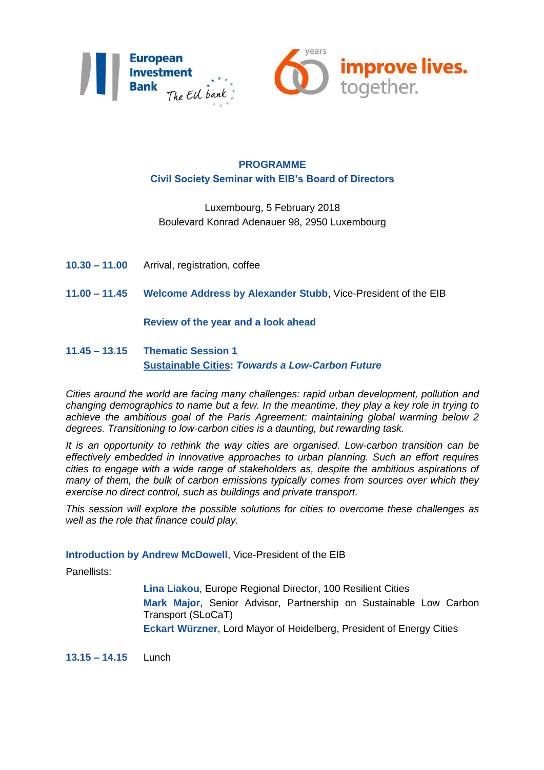European Investment Bank *The EU bank*

60 years improve lives. together.

## PROGRAMME
## Civil Society Seminar with EIB's Board of Directors

Luxembourg, 5 February 2018
Boulevard Konrad Adenauer 98, 2950 Luxembourg

**10.30 – 11.00** Arrival, registration, coffee

**11.00 – 11.45** **Welcome Address by Alexander Stubb**, Vice-President of the EIB

**Review of the year and a look ahead**

**11.45 – 13.15** **Thematic Session 1**
**Sustainable Cities: *Towards a Low-Carbon Future***

*Cities around the world are facing many challenges: rapid urban development, pollution and changing demographics to name but a few. In the meantime, they play a key role in trying to achieve the ambitious goal of the Paris Agreement: maintaining global warming below 2 degrees. Transitioning to low-carbon cities is a daunting, but rewarding task.*

*It is an opportunity to rethink the way cities are organised. Low-carbon transition can be effectively embedded in innovative approaches to urban planning. Such an effort requires cities to engage with a wide range of stakeholders as, despite the ambitious aspirations of many of them, the bulk of carbon emissions typically comes from sources over which they exercise no direct control, such as buildings and private transport.*

*This session will explore the possible solutions for cities to overcome these challenges as well as the role that finance could play.*

**Introduction by Andrew McDowell**, Vice-President of the EIB

Panellists:

**Lina Liakou**, Europe Regional Director, 100 Resilient Cities
**Mark Major**, Senior Advisor, Partnership on Sustainable Low Carbon Transport (SLoCaT)
**Eckart Würzner**, Lord Mayor of Heidelberg, President of Energy Cities

**13.15 – 14.15** Lunch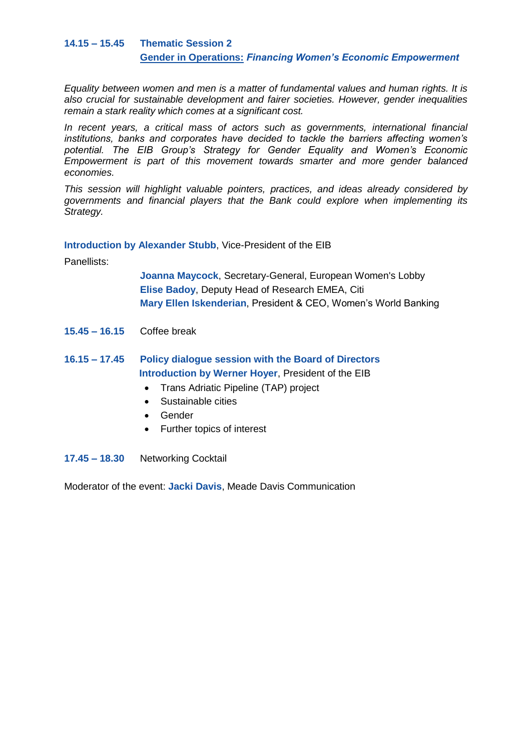**14.15 – 15.45** **Thematic Session 2**

**Gender in Operations:** ***Financing Women's Economic Empowerment***

*Equality between women and men is a matter of fundamental values and human rights. It is also crucial for sustainable development and fairer societies. However, gender inequalities remain a stark reality which comes at a significant cost.*

*In recent years, a critical mass of actors such as governments, international financial institutions, banks and corporates have decided to tackle the barriers affecting women's potential. The EIB Group's Strategy for Gender Equality and Women's Economic Empowerment is part of this movement towards smarter and more gender balanced economies.*

*This session will highlight valuable pointers, practices, and ideas already considered by governments and financial players that the Bank could explore when implementing its Strategy.*

**Introduction by Alexander Stubb**, Vice-President of the EIB

Panellists:

- **Joanna Maycock**, Secretary-General, European Women's Lobby
- **Elise Badoy**, Deputy Head of Research EMEA, Citi
- **Mary Ellen Iskenderian**, President & CEO, Women's World Banking

**15.45 – 16.15** Coffee break

**16.15 – 17.45** **Policy dialogue session with the Board of Directors**

**Introduction by Werner Hoyer**, President of the EIB

- Trans Adriatic Pipeline (TAP) project
- Sustainable cities
- Gender
- Further topics of interest

**17.45 – 18.30** Networking Cocktail

Moderator of the event: **Jacki Davis**, Meade Davis Communication